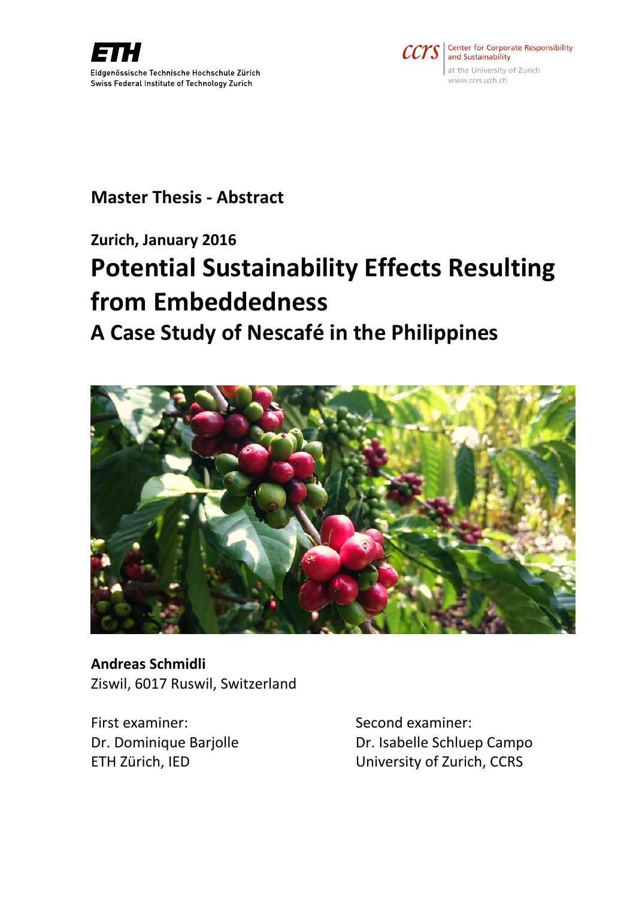ETH
Eidgenössische Technische Hochschule Zürich
Swiss Federal Institute of Technology Zurich

ccrs | Center for Corporate Responsibility and Sustainability
at the University of Zurich
www.ccrs.uzh.ch

**Master Thesis - Abstract**

**Zurich, January 2016**

# Potential Sustainability Effects Resulting from Embeddedness

## A Case Study of Nescafé in the Philippines

**Andreas Schmidli**
Ziswil, 6017 Ruswil, Switzerland

First examiner:
Dr. Dominique Barjolle
ETH Zürich, IED

Second examiner:
Dr. Isabelle Schluep Campo
University of Zurich, CCRS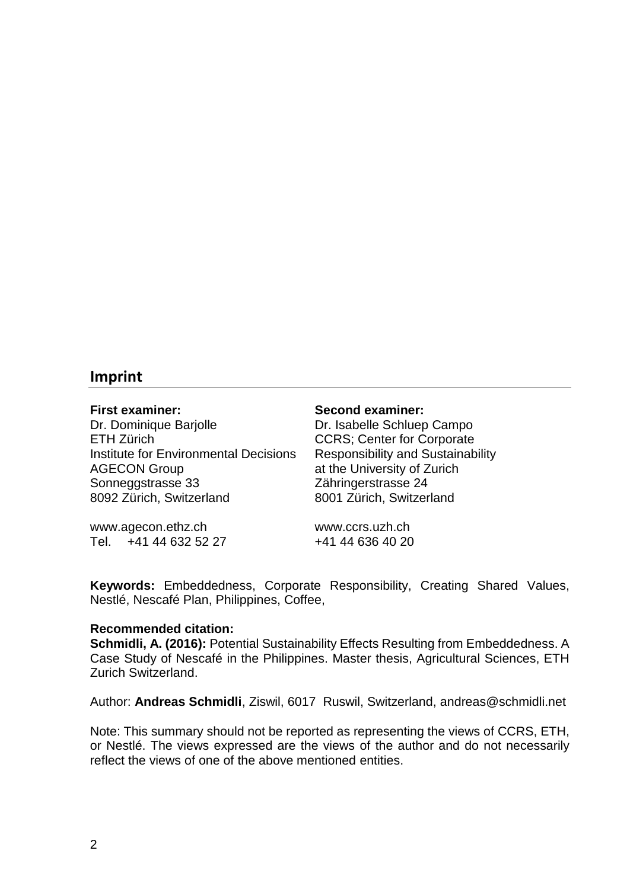## Imprint

**First examiner:**
Dr. Dominique Barjolle
ETH Zürich
Institute for Environmental Decisions
AGECON Group
Sonneggstrasse 33
8092 Zürich, Switzerland

www.agecon.ethz.ch
Tel. +41 44 632 52 27

**Second examiner:**
Dr. Isabelle Schluep Campo
CCRS; Center for Corporate Responsibility and Sustainability at the University of Zurich
Zähringerstrasse 24
8001 Zürich, Switzerland

www.ccrs.uzh.ch
+41 44 636 40 20

**Keywords:** Embeddedness, Corporate Responsibility, Creating Shared Values, Nestlé, Nescafé Plan, Philippines, Coffee,

**Recommended citation:**
**Schmidli, A. (2016):** Potential Sustainability Effects Resulting from Embeddedness. A Case Study of Nescafé in the Philippines. Master thesis, Agricultural Sciences, ETH Zurich Switzerland.

Author: **Andreas Schmidli**, Ziswil, 6017 Ruswil, Switzerland, andreas@schmidli.net

Note: This summary should not be reported as representing the views of CCRS, ETH, or Nestlé. The views expressed are the views of the author and do not necessarily reflect the views of one of the above mentioned entities.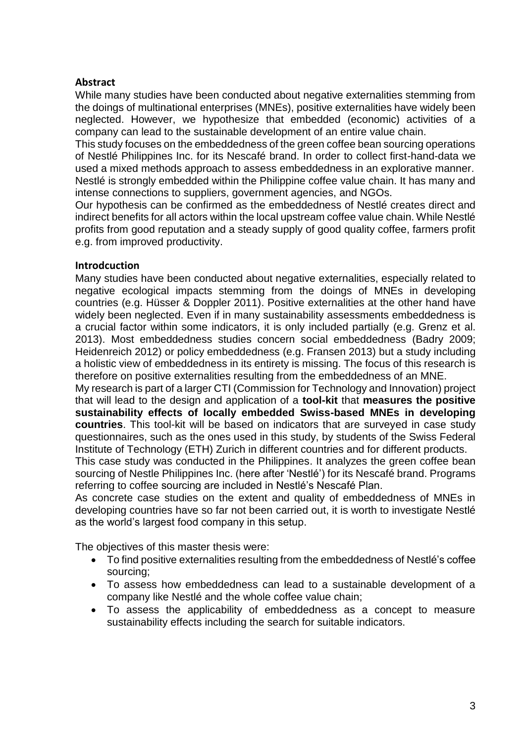**Abstract**

While many studies have been conducted about negative externalities stemming from the doings of multinational enterprises (MNEs), positive externalities have widely been neglected. However, we hypothesize that embedded (economic) activities of a company can lead to the sustainable development of an entire value chain.

This study focuses on the embeddedness of the green coffee bean sourcing operations of Nestlé Philippines Inc. for its Nescafé brand. In order to collect first-hand-data we used a mixed methods approach to assess embeddedness in an explorative manner.

Nestlé is strongly embedded within the Philippine coffee value chain. It has many and intense connections to suppliers, government agencies, and NGOs.

Our hypothesis can be confirmed as the embeddedness of Nestlé creates direct and indirect benefits for all actors within the local upstream coffee value chain. While Nestlé profits from good reputation and a steady supply of good quality coffee, farmers profit e.g. from improved productivity.

**Introdcuction**

Many studies have been conducted about negative externalities, especially related to negative ecological impacts stemming from the doings of MNEs in developing countries (e.g. Hüsser & Doppler 2011). Positive externalities at the other hand have widely been neglected. Even if in many sustainability assessments embeddedness is a crucial factor within some indicators, it is only included partially (e.g. Grenz et al. 2013). Most embeddedness studies concern social embeddedness (Badry 2009; Heidenreich 2012) or policy embeddedness (e.g. Fransen 2013) but a study including a holistic view of embeddedness in its entirety is missing. The focus of this research is therefore on positive externalities resulting from the embeddedness of an MNE.

My research is part of a larger CTI (Commission for Technology and Innovation) project that will lead to the design and application of a **tool-kit** that **measures the positive sustainability effects of locally embedded Swiss-based MNEs in developing countries**. This tool-kit will be based on indicators that are surveyed in case study questionnaires, such as the ones used in this study, by students of the Swiss Federal Institute of Technology (ETH) Zurich in different countries and for different products.

This case study was conducted in the Philippines. It analyzes the green coffee bean sourcing of Nestle Philippines Inc. (here after 'Nestlé') for its Nescafé brand. Programs referring to coffee sourcing are included in Nestlé's Nescafé Plan.

As concrete case studies on the extent and quality of embeddedness of MNEs in developing countries have so far not been carried out, it is worth to investigate Nestlé as the world's largest food company in this setup.

The objectives of this master thesis were:

- To find positive externalities resulting from the embeddedness of Nestlé's coffee sourcing;
- To assess how embeddedness can lead to a sustainable development of a company like Nestlé and the whole coffee value chain;
- To assess the applicability of embeddedness as a concept to measure sustainability effects including the search for suitable indicators.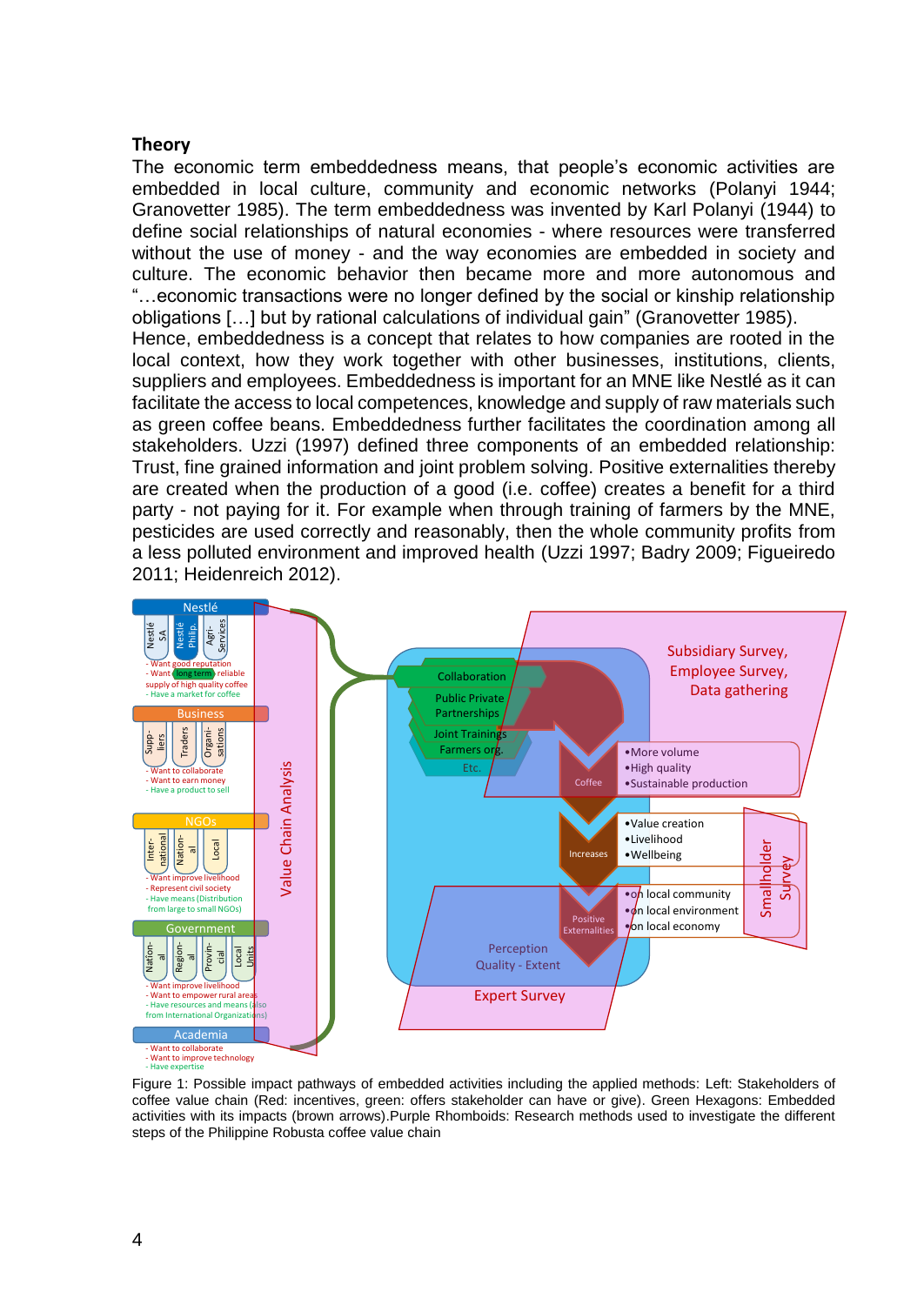## Theory

The economic term embeddedness means, that people's economic activities are embedded in local culture, community and economic networks (Polanyi 1944; Granovetter 1985). The term embeddedness was invented by Karl Polanyi (1944) to define social relationships of natural economies - where resources were transferred without the use of money - and the way economies are embedded in society and culture. The economic behavior then became more and more autonomous and "…economic transactions were no longer defined by the social or kinship relationship obligations […] but by rational calculations of individual gain" (Granovetter 1985). Hence, embeddedness is a concept that relates to how companies are rooted in the local context, how they work together with other businesses, institutions, clients, suppliers and employees. Embeddedness is important for an MNE like Nestlé as it can facilitate the access to local competences, knowledge and supply of raw materials such as green coffee beans. Embeddedness further facilitates the coordination among all stakeholders. Uzzi (1997) defined three components of an embedded relationship: Trust, fine grained information and joint problem solving. Positive externalities thereby are created when the production of a good (i.e. coffee) creates a benefit for a third party - not paying for it. For example when through training of farmers by the MNE, pesticides are used correctly and reasonably, then the whole community profits from a less polluted environment and improved health (Uzzi 1997; Badry 2009; Figueiredo 2011; Heidenreich 2012).

Figure 1: Possible impact pathways of embedded activities including the applied methods: Left: Stakeholders of coffee value chain (Red: incentives, green: offers stakeholder can have or give). Green Hexagons: Embedded activities with its impacts (brown arrows).Purple Rhomboids: Research methods used to investigate the different steps of the Philippine Robusta coffee value chain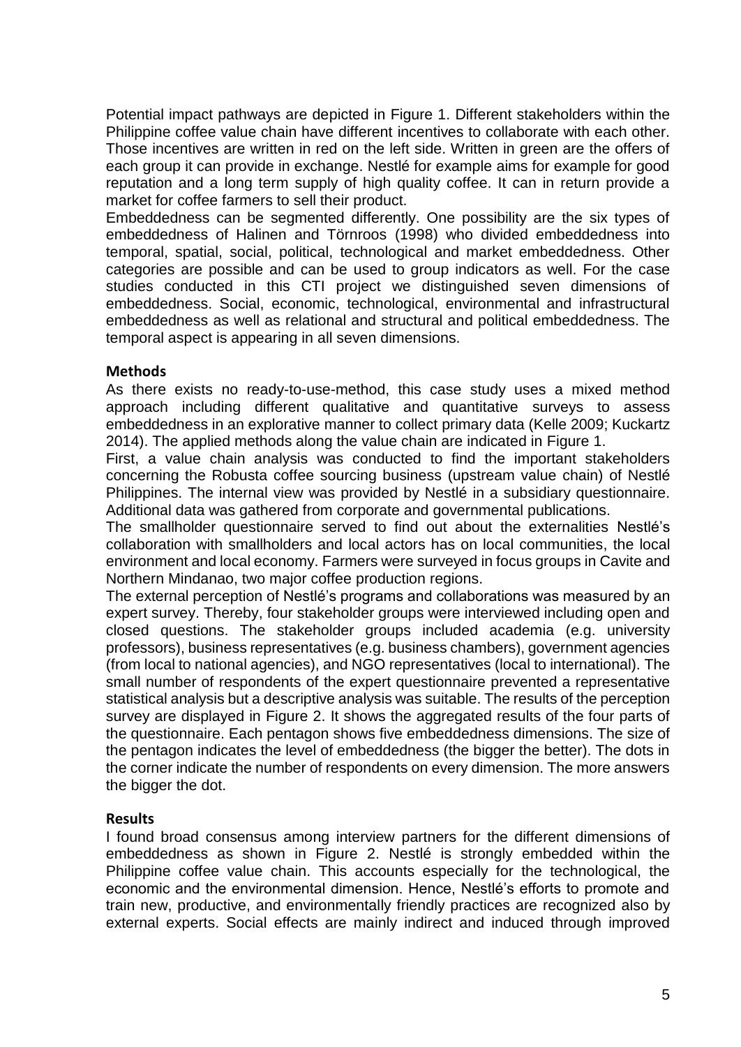Potential impact pathways are depicted in Figure 1. Different stakeholders within the Philippine coffee value chain have different incentives to collaborate with each other. Those incentives are written in red on the left side. Written in green are the offers of each group it can provide in exchange. Nestlé for example aims for example for good reputation and a long term supply of high quality coffee. It can in return provide a market for coffee farmers to sell their product.

Embeddedness can be segmented differently. One possibility are the six types of embeddedness of Halinen and Törnroos (1998) who divided embeddedness into temporal, spatial, social, political, technological and market embeddedness. Other categories are possible and can be used to group indicators as well. For the case studies conducted in this CTI project we distinguished seven dimensions of embeddedness. Social, economic, technological, environmental and infrastructural embeddedness as well as relational and structural and political embeddedness. The temporal aspect is appearing in all seven dimensions.

### Methods

As there exists no ready-to-use-method, this case study uses a mixed method approach including different qualitative and quantitative surveys to assess embeddedness in an explorative manner to collect primary data (Kelle 2009; Kuckartz 2014). The applied methods along the value chain are indicated in Figure 1.

First, a value chain analysis was conducted to find the important stakeholders concerning the Robusta coffee sourcing business (upstream value chain) of Nestlé Philippines. The internal view was provided by Nestlé in a subsidiary questionnaire. Additional data was gathered from corporate and governmental publications.

The smallholder questionnaire served to find out about the externalities Nestlé's collaboration with smallholders and local actors has on local communities, the local environment and local economy. Farmers were surveyed in focus groups in Cavite and Northern Mindanao, two major coffee production regions.

The external perception of Nestlé's programs and collaborations was measured by an expert survey. Thereby, four stakeholder groups were interviewed including open and closed questions. The stakeholder groups included academia (e.g. university professors), business representatives (e.g. business chambers), government agencies (from local to national agencies), and NGO representatives (local to international). The small number of respondents of the expert questionnaire prevented a representative statistical analysis but a descriptive analysis was suitable. The results of the perception survey are displayed in Figure 2. It shows the aggregated results of the four parts of the questionnaire. Each pentagon shows five embeddedness dimensions. The size of the pentagon indicates the level of embeddedness (the bigger the better). The dots in the corner indicate the number of respondents on every dimension. The more answers the bigger the dot.

### Results

I found broad consensus among interview partners for the different dimensions of embeddedness as shown in Figure 2. Nestlé is strongly embedded within the Philippine coffee value chain. This accounts especially for the technological, the economic and the environmental dimension. Hence, Nestlé's efforts to promote and train new, productive, and environmentally friendly practices are recognized also by external experts. Social effects are mainly indirect and induced through improved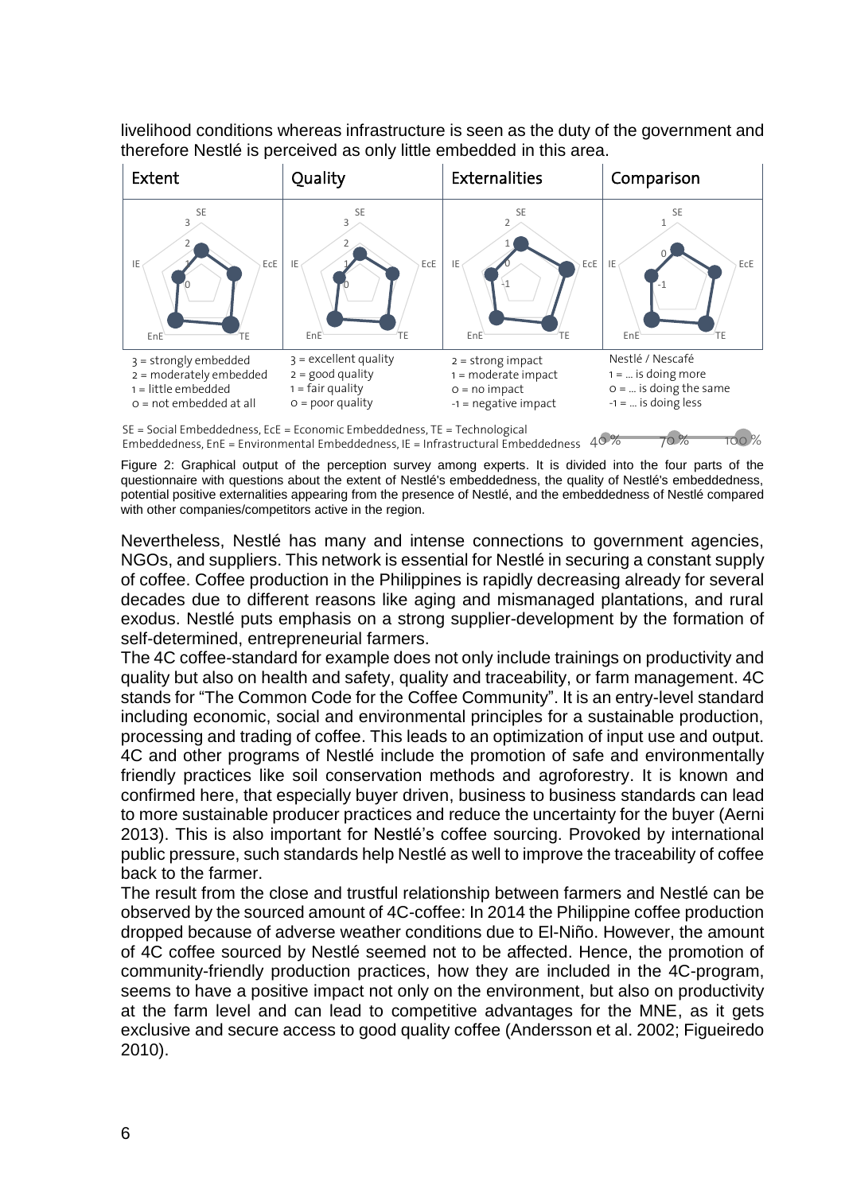livelihood conditions whereas infrastructure is seen as the duty of the government and therefore Nestlé is perceived as only little embedded in this area.

| Extent | Quality | Externalities | Comparison |
|---|---|---|---|
| 3 = strongly embedded | 3 = excellent quality | 2 = strong impact | Nestlé / Nescafé |
| 2 = moderately embedded | 2 = good quality | 1 = moderate impact | 1 = ... is doing more |
| 1 = little embedded | 1 = fair quality | 0 = no impact | 0 = ... is doing the same |
| 0 = not embedded at all | 0 = poor quality | -1 = negative impact | -1 = ... is doing less |

SE = Social Embeddedness, EcE = Economic Embeddedness, TE = Technological Embeddedness, EnE = Environmental Embeddedness, IE = Infrastructural Embeddedness 40 % 70 % 100 %

Figure 2: Graphical output of the perception survey among experts. It is divided into the four parts of the questionnaire with questions about the extent of Nestlé's embeddedness, the quality of Nestlé's embeddedness, potential positive externalities appearing from the presence of Nestlé, and the embeddedness of Nestlé compared with other companies/competitors active in the region.

Nevertheless, Nestlé has many and intense connections to government agencies, NGOs, and suppliers. This network is essential for Nestlé in securing a constant supply of coffee. Coffee production in the Philippines is rapidly decreasing already for several decades due to different reasons like aging and mismanaged plantations, and rural exodus. Nestlé puts emphasis on a strong supplier-development by the formation of self-determined, entrepreneurial farmers.

The 4C coffee-standard for example does not only include trainings on productivity and quality but also on health and safety, quality and traceability, or farm management. 4C stands for "The Common Code for the Coffee Community". It is an entry-level standard including economic, social and environmental principles for a sustainable production, processing and trading of coffee. This leads to an optimization of input use and output. 4C and other programs of Nestlé include the promotion of safe and environmentally friendly practices like soil conservation methods and agroforestry. It is known and confirmed here, that especially buyer driven, business to business standards can lead to more sustainable producer practices and reduce the uncertainty for the buyer (Aerni 2013). This is also important for Nestlé's coffee sourcing. Provoked by international public pressure, such standards help Nestlé as well to improve the traceability of coffee back to the farmer.

The result from the close and trustful relationship between farmers and Nestlé can be observed by the sourced amount of 4C-coffee: In 2014 the Philippine coffee production dropped because of adverse weather conditions due to El-Niño. However, the amount of 4C coffee sourced by Nestlé seemed not to be affected. Hence, the promotion of community-friendly production practices, how they are included in the 4C-program, seems to have a positive impact not only on the environment, but also on productivity at the farm level and can lead to competitive advantages for the MNE, as it gets exclusive and secure access to good quality coffee (Andersson et al. 2002; Figueiredo 2010).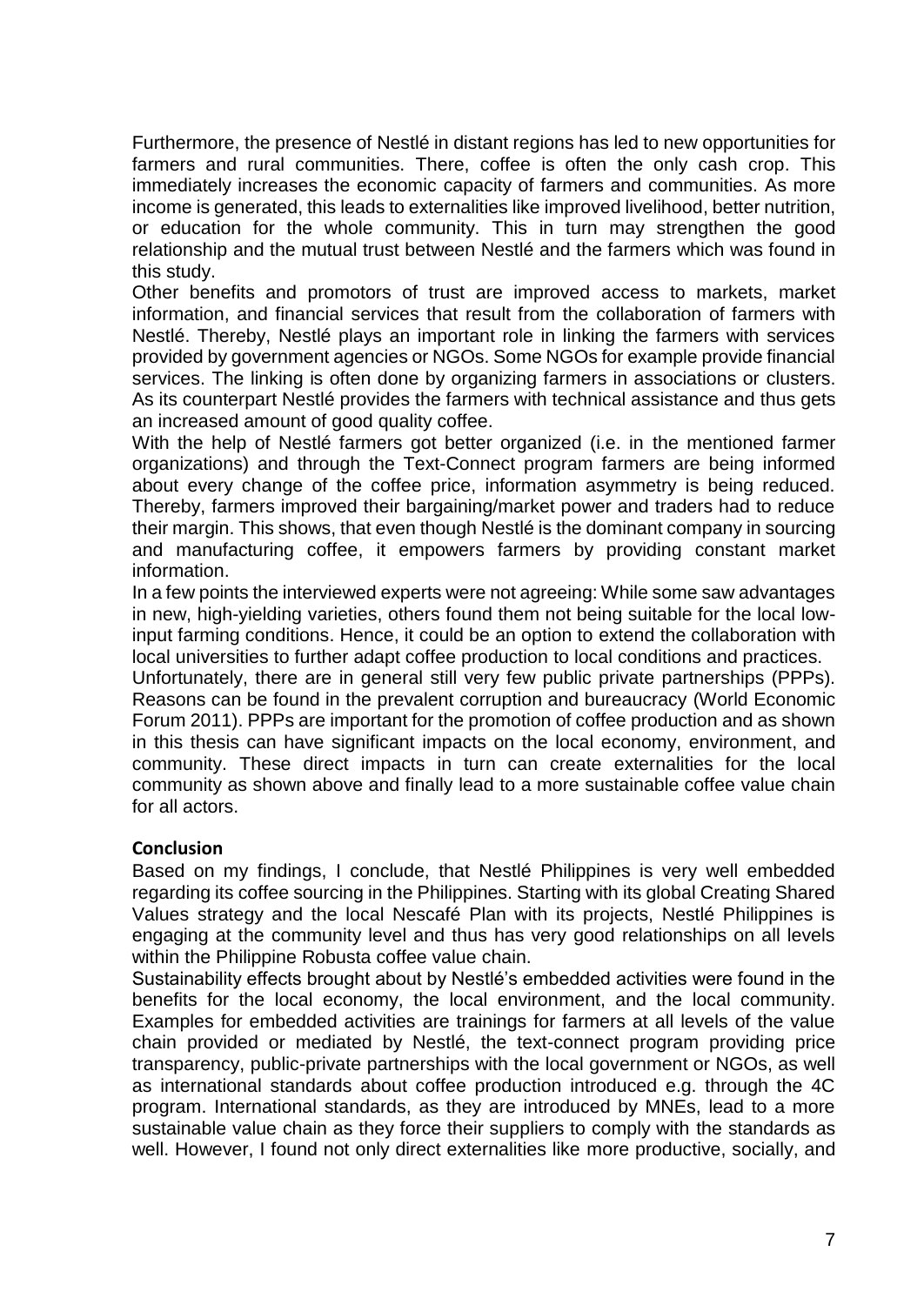Furthermore, the presence of Nestlé in distant regions has led to new opportunities for farmers and rural communities. There, coffee is often the only cash crop. This immediately increases the economic capacity of farmers and communities. As more income is generated, this leads to externalities like improved livelihood, better nutrition, or education for the whole community. This in turn may strengthen the good relationship and the mutual trust between Nestlé and the farmers which was found in this study.

Other benefits and promotors of trust are improved access to markets, market information, and financial services that result from the collaboration of farmers with Nestlé. Thereby, Nestlé plays an important role in linking the farmers with services provided by government agencies or NGOs. Some NGOs for example provide financial services. The linking is often done by organizing farmers in associations or clusters. As its counterpart Nestlé provides the farmers with technical assistance and thus gets an increased amount of good quality coffee.

With the help of Nestlé farmers got better organized (i.e. in the mentioned farmer organizations) and through the Text-Connect program farmers are being informed about every change of the coffee price, information asymmetry is being reduced. Thereby, farmers improved their bargaining/market power and traders had to reduce their margin. This shows, that even though Nestlé is the dominant company in sourcing and manufacturing coffee, it empowers farmers by providing constant market information.

In a few points the interviewed experts were not agreeing: While some saw advantages in new, high-yielding varieties, others found them not being suitable for the local low-input farming conditions. Hence, it could be an option to extend the collaboration with local universities to further adapt coffee production to local conditions and practices.

Unfortunately, there are in general still very few public private partnerships (PPPs). Reasons can be found in the prevalent corruption and bureaucracy (World Economic Forum 2011). PPPs are important for the promotion of coffee production and as shown in this thesis can have significant impacts on the local economy, environment, and community. These direct impacts in turn can create externalities for the local community as shown above and finally lead to a more sustainable coffee value chain for all actors.

**Conclusion**

Based on my findings, I conclude, that Nestlé Philippines is very well embedded regarding its coffee sourcing in the Philippines. Starting with its global Creating Shared Values strategy and the local Nescafé Plan with its projects, Nestlé Philippines is engaging at the community level and thus has very good relationships on all levels within the Philippine Robusta coffee value chain.

Sustainability effects brought about by Nestlé's embedded activities were found in the benefits for the local economy, the local environment, and the local community. Examples for embedded activities are trainings for farmers at all levels of the value chain provided or mediated by Nestlé, the text-connect program providing price transparency, public-private partnerships with the local government or NGOs, as well as international standards about coffee production introduced e.g. through the 4C program. International standards, as they are introduced by MNEs, lead to a more sustainable value chain as they force their suppliers to comply with the standards as well. However, I found not only direct externalities like more productive, socially, and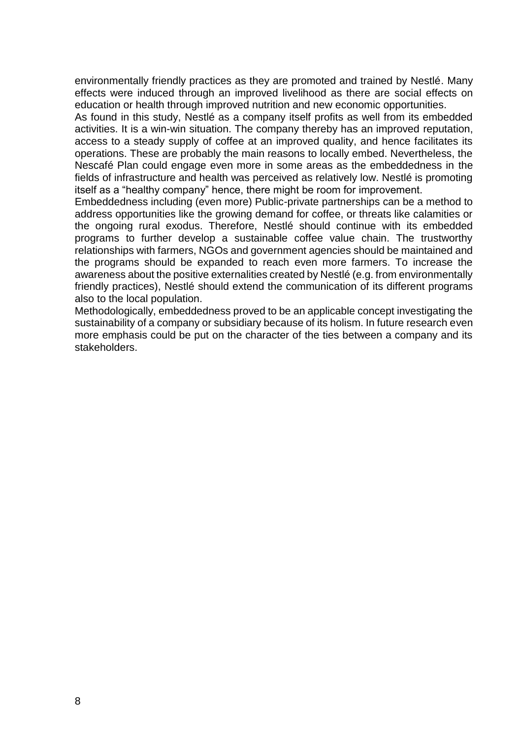environmentally friendly practices as they are promoted and trained by Nestlé. Many effects were induced through an improved livelihood as there are social effects on education or health through improved nutrition and new economic opportunities.

As found in this study, Nestlé as a company itself profits as well from its embedded activities. It is a win-win situation. The company thereby has an improved reputation, access to a steady supply of coffee at an improved quality, and hence facilitates its operations. These are probably the main reasons to locally embed. Nevertheless, the Nescafé Plan could engage even more in some areas as the embeddedness in the fields of infrastructure and health was perceived as relatively low. Nestlé is promoting itself as a "healthy company" hence, there might be room for improvement.

Embeddedness including (even more) Public-private partnerships can be a method to address opportunities like the growing demand for coffee, or threats like calamities or the ongoing rural exodus. Therefore, Nestlé should continue with its embedded programs to further develop a sustainable coffee value chain. The trustworthy relationships with farmers, NGOs and government agencies should be maintained and the programs should be expanded to reach even more farmers. To increase the awareness about the positive externalities created by Nestlé (e.g. from environmentally friendly practices), Nestlé should extend the communication of its different programs also to the local population.

Methodologically, embeddedness proved to be an applicable concept investigating the sustainability of a company or subsidiary because of its holism. In future research even more emphasis could be put on the character of the ties between a company and its stakeholders.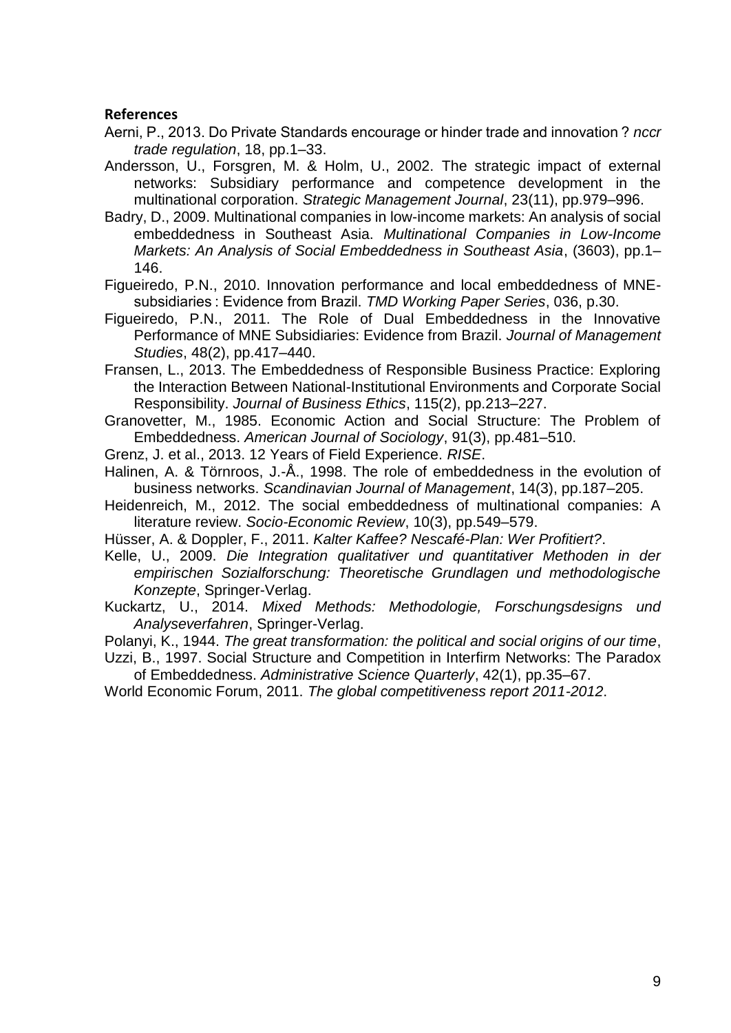**References**

Aerni, P., 2013. Do Private Standards encourage or hinder trade and innovation ? *nccr trade regulation*, 18, pp.1–33.

Andersson, U., Forsgren, M. & Holm, U., 2002. The strategic impact of external networks: Subsidiary performance and competence development in the multinational corporation. *Strategic Management Journal*, 23(11), pp.979–996.

Badry, D., 2009. Multinational companies in low-income markets: An analysis of social embeddedness in Southeast Asia. *Multinational Companies in Low-Income Markets: An Analysis of Social Embeddedness in Southeast Asia*, (3603), pp.1–146.

Figueiredo, P.N., 2010. Innovation performance and local embeddedness of MNE-subsidiaries : Evidence from Brazil. *TMD Working Paper Series*, 036, p.30.

Figueiredo, P.N., 2011. The Role of Dual Embeddedness in the Innovative Performance of MNE Subsidiaries: Evidence from Brazil. *Journal of Management Studies*, 48(2), pp.417–440.

Fransen, L., 2013. The Embeddedness of Responsible Business Practice: Exploring the Interaction Between National-Institutional Environments and Corporate Social Responsibility. *Journal of Business Ethics*, 115(2), pp.213–227.

Granovetter, M., 1985. Economic Action and Social Structure: The Problem of Embeddedness. *American Journal of Sociology*, 91(3), pp.481–510.

Grenz, J. et al., 2013. 12 Years of Field Experience. *RISE*.

Halinen, A. & Törnroos, J.-Å., 1998. The role of embeddedness in the evolution of business networks. *Scandinavian Journal of Management*, 14(3), pp.187–205.

Heidenreich, M., 2012. The social embeddedness of multinational companies: A literature review. *Socio-Economic Review*, 10(3), pp.549–579.

Hüsser, A. & Doppler, F., 2011. *Kalter Kaffee? Nescafé-Plan: Wer Profitiert?*.

Kelle, U., 2009. *Die Integration qualitativer und quantitativer Methoden in der empirischen Sozialforschung: Theoretische Grundlagen und methodologische Konzepte*, Springer-Verlag.

Kuckartz, U., 2014. *Mixed Methods: Methodologie, Forschungsdesigns und Analyseverfahren*, Springer-Verlag.

Polanyi, K., 1944. *The great transformation: the political and social origins of our time*,

Uzzi, B., 1997. Social Structure and Competition in Interfirm Networks: The Paradox of Embeddedness. *Administrative Science Quarterly*, 42(1), pp.35–67.

World Economic Forum, 2011. *The global competitiveness report 2011-2012*.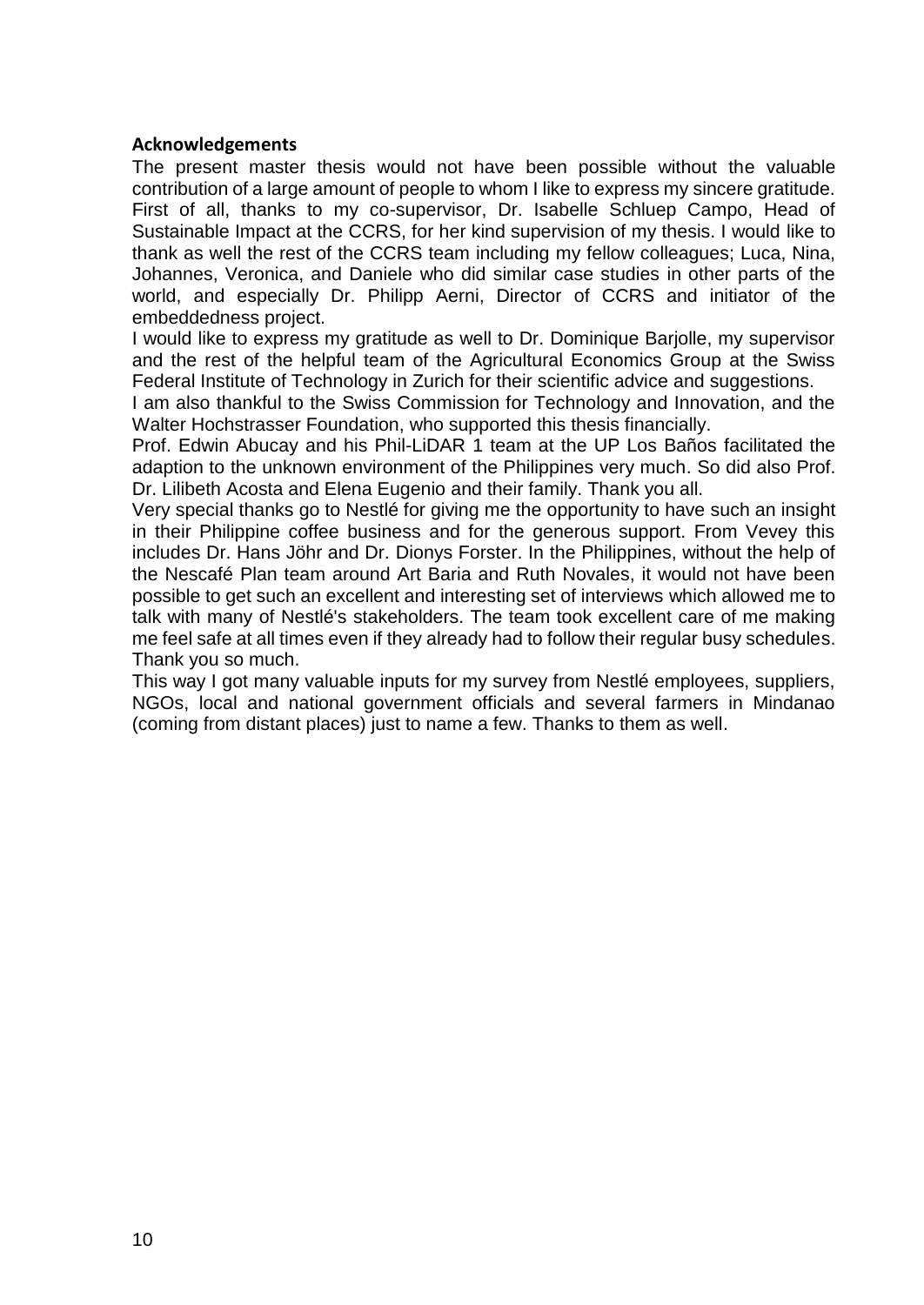**Acknowledgements**

The present master thesis would not have been possible without the valuable contribution of a large amount of people to whom I like to express my sincere gratitude. First of all, thanks to my co-supervisor, Dr. Isabelle Schluep Campo, Head of Sustainable Impact at the CCRS, for her kind supervision of my thesis. I would like to thank as well the rest of the CCRS team including my fellow colleagues; Luca, Nina, Johannes, Veronica, and Daniele who did similar case studies in other parts of the world, and especially Dr. Philipp Aerni, Director of CCRS and initiator of the embeddedness project.

I would like to express my gratitude as well to Dr. Dominique Barjolle, my supervisor and the rest of the helpful team of the Agricultural Economics Group at the Swiss Federal Institute of Technology in Zurich for their scientific advice and suggestions.

I am also thankful to the Swiss Commission for Technology and Innovation, and the Walter Hochstrasser Foundation, who supported this thesis financially.

Prof. Edwin Abucay and his Phil-LiDAR 1 team at the UP Los Baños facilitated the adaption to the unknown environment of the Philippines very much. So did also Prof. Dr. Lilibeth Acosta and Elena Eugenio and their family. Thank you all.

Very special thanks go to Nestlé for giving me the opportunity to have such an insight in their Philippine coffee business and for the generous support. From Vevey this includes Dr. Hans Jöhr and Dr. Dionys Forster. In the Philippines, without the help of the Nescafé Plan team around Art Baria and Ruth Novales, it would not have been possible to get such an excellent and interesting set of interviews which allowed me to talk with many of Nestlé's stakeholders. The team took excellent care of me making me feel safe at all times even if they already had to follow their regular busy schedules. Thank you so much.

This way I got many valuable inputs for my survey from Nestlé employees, suppliers, NGOs, local and national government officials and several farmers in Mindanao (coming from distant places) just to name a few. Thanks to them as well.